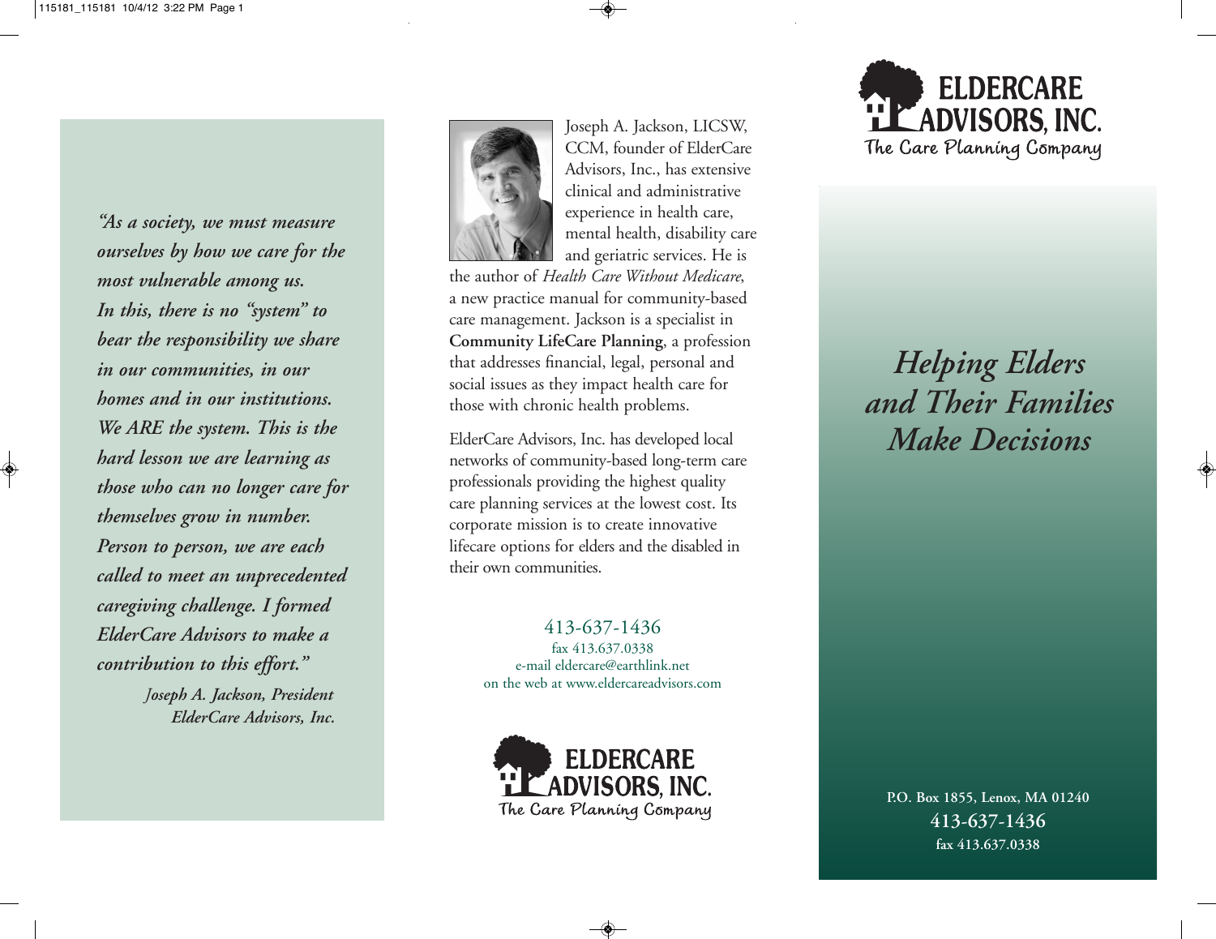*"As a society, we must measure ourselves by how we care for the most vulnerable among us. In this, there is no "system" to bear the responsibility we share in our communities, in our homes and in our institutions. We ARE the system. This is the hard lesson we are learning as those who can no longer care for themselves grow in number. Person to person, we are each called to meet an unprecedented caregiving challenge. I formed ElderCare Advisors to make a contribution to this effort."*

*Joseph A. Jackson, President*
*ElderCare Advisors, Inc.*

Joseph A. Jackson, LICSW, CCM, founder of ElderCare Advisors, Inc., has extensive clinical and administrative experience in health care, mental health, disability care and geriatric services. He is the author of *Health Care Without Medicare*, a new practice manual for community-based care management. Jackson is a specialist in **Community LifeCare Planning**, a profession that addresses financial, legal, personal and social issues as they impact health care for those with chronic health problems.

ElderCare Advisors, Inc. has developed local networks of community-based long-term care professionals providing the highest quality care planning services at the lowest cost. Its corporate mission is to create innovative lifecare options for elders and the disabled in their own communities.

413-637-1436
fax 413.637.0338
e-mail eldercare@earthlink.net
on the web at www.eldercareadvisors.com

**ELDERCARE ADVISORS, INC.**
The Care Planning Company

**ELDERCARE ADVISORS, INC.**
The Care Planning Company

# *Helping Elders and Their Families Make Decisions*

**P.O. Box 1855, Lenox, MA 01240**
**413-637-1436**
**fax 413.637.0338**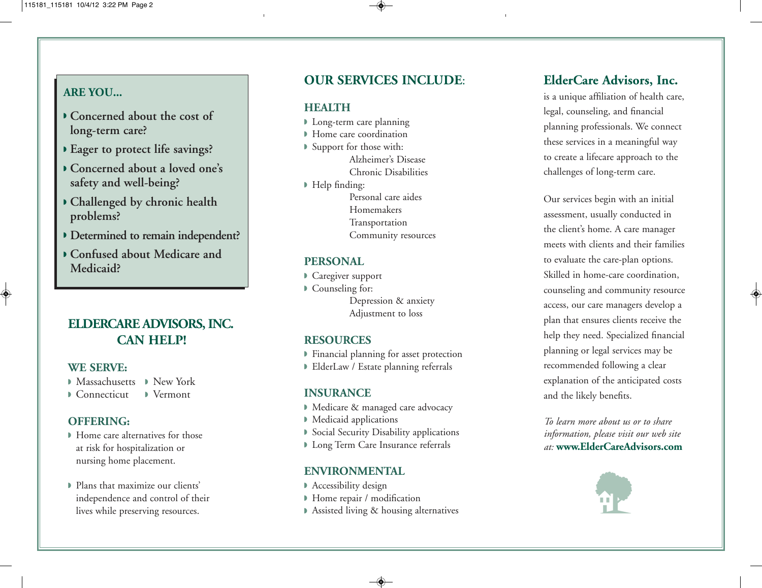## ARE YOU...

- Concerned about the cost of long-term care?
- Eager to protect life savings?
- Concerned about a loved one's safety and well-being?
- Challenged by chronic health problems?
- Determined to remain independent?
- Confused about Medicare and Medicaid?

## ELDERCARE ADVISORS, INC. CAN HELP!

### WE SERVE:

- Massachusetts
- New York
- Connecticut
- Vermont

### OFFERING:

- Home care alternatives for those at risk for hospitalization or nursing home placement.
- Plans that maximize our clients' independence and control of their lives while preserving resources.

## OUR SERVICES INCLUDE:

### HEALTH

- Long-term care planning
- Home care coordination
- Support for those with:
  - Alzheimer's Disease
  - Chronic Disabilities
- Help finding:
  - Personal care aides
  - Homemakers
  - Transportation
  - Community resources

### PERSONAL

- Caregiver support
- Counseling for:
  - Depression & anxiety
  - Adjustment to loss

### RESOURCES

- Financial planning for asset protection
- ElderLaw / Estate planning referrals

### INSURANCE

- Medicare & managed care advocacy
- Medicaid applications
- Social Security Disability applications
- Long Term Care Insurance referrals

### ENVIRONMENTAL

- Accessibility design
- Home repair / modification
- Assisted living & housing alternatives

## ElderCare Advisors, Inc.

is a unique affiliation of health care, legal, counseling, and financial planning professionals. We connect these services in a meaningful way to create a lifecare approach to the challenges of long-term care.

Our services begin with an initial assessment, usually conducted in the client's home. A care manager meets with clients and their families to evaluate the care-plan options. Skilled in home-care coordination, counseling and community resource access, our care managers develop a plan that ensures clients receive the help they need. Specialized financial planning or legal services may be recommended following a clear explanation of the anticipated costs and the likely benefits.

*To learn more about us or to share information, please visit our web site at:* **www.ElderCareAdvisors.com**